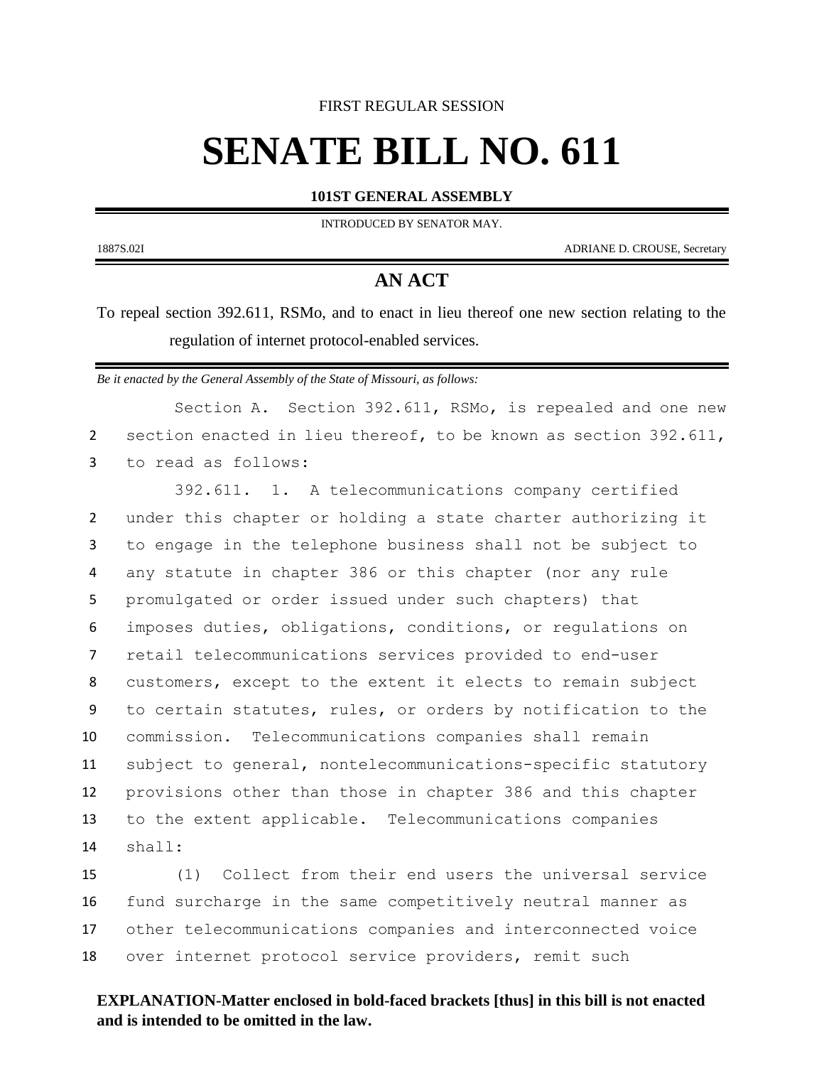FIRST REGULAR SESSION

# SENATE BILL NO. 611

**101ST GENERAL ASSEMBLY**

INTRODUCED BY SENATOR MAY.

1887S.02I

ADRIANE D. CROUSE, Secretary

## AN ACT

To repeal section 392.611, RSMo, and to enact in lieu thereof one new section relating to the regulation of internet protocol-enabled services.

*Be it enacted by the General Assembly of the State of Missouri, as follows:*

Section A. Section 392.611, RSMo, is repealed and one new section enacted in lieu thereof, to be known as section 392.611, to read as follows:

392.611. 1. A telecommunications company certified under this chapter or holding a state charter authorizing it to engage in the telephone business shall not be subject to any statute in chapter 386 or this chapter (nor any rule promulgated or order issued under such chapters) that imposes duties, obligations, conditions, or regulations on retail telecommunications services provided to end-user customers, except to the extent it elects to remain subject to certain statutes, rules, or orders by notification to the commission. Telecommunications companies shall remain subject to general, nontelecommunications-specific statutory provisions other than those in chapter 386 and this chapter to the extent applicable. Telecommunications companies shall:

(1) Collect from their end users the universal service fund surcharge in the same competitively neutral manner as other telecommunications companies and interconnected voice over internet protocol service providers, remit such

**EXPLANATION-Matter enclosed in bold-faced brackets [thus] in this bill is not enacted and is intended to be omitted in the law.**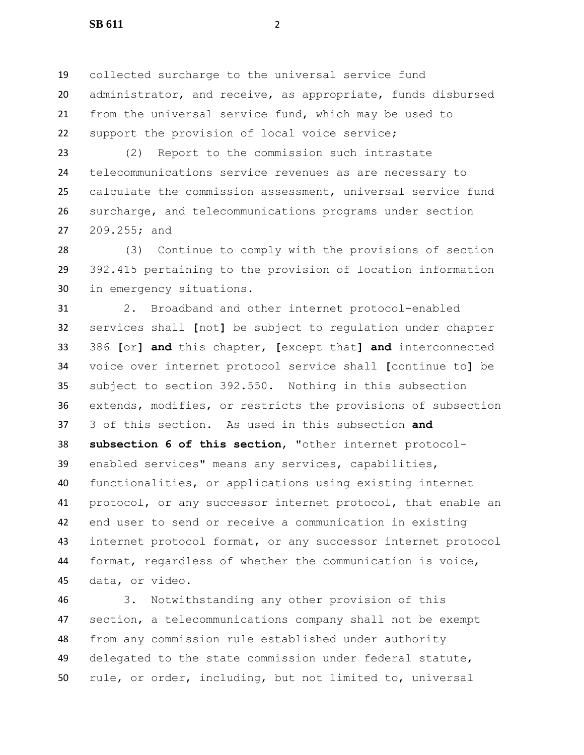collected surcharge to the universal service fund administrator, and receive, as appropriate, funds disbursed from the universal service fund, which may be used to support the provision of local voice service;

(2) Report to the commission such intrastate telecommunications service revenues as are necessary to calculate the commission assessment, universal service fund surcharge, and telecommunications programs under section 209.255; and

(3) Continue to comply with the provisions of section 392.415 pertaining to the provision of location information in emergency situations.

2. Broadband and other internet protocol-enabled services shall **[**not**]** be subject to regulation under chapter 386 **[**or**] and** this chapter, **[**except that**] and** interconnected voice over internet protocol service shall **[**continue to**]** be subject to section 392.550. Nothing in this subsection extends, modifies, or restricts the provisions of subsection 3 of this section. As used in this subsection **and subsection 6 of this section**, "other internet protocol-enabled services" means any services, capabilities, functionalities, or applications using existing internet protocol, or any successor internet protocol, that enable an end user to send or receive a communication in existing internet protocol format, or any successor internet protocol format, regardless of whether the communication is voice, data, or video.

3. Notwithstanding any other provision of this section, a telecommunications company shall not be exempt from any commission rule established under authority delegated to the state commission under federal statute, rule, or order, including, but not limited to, universal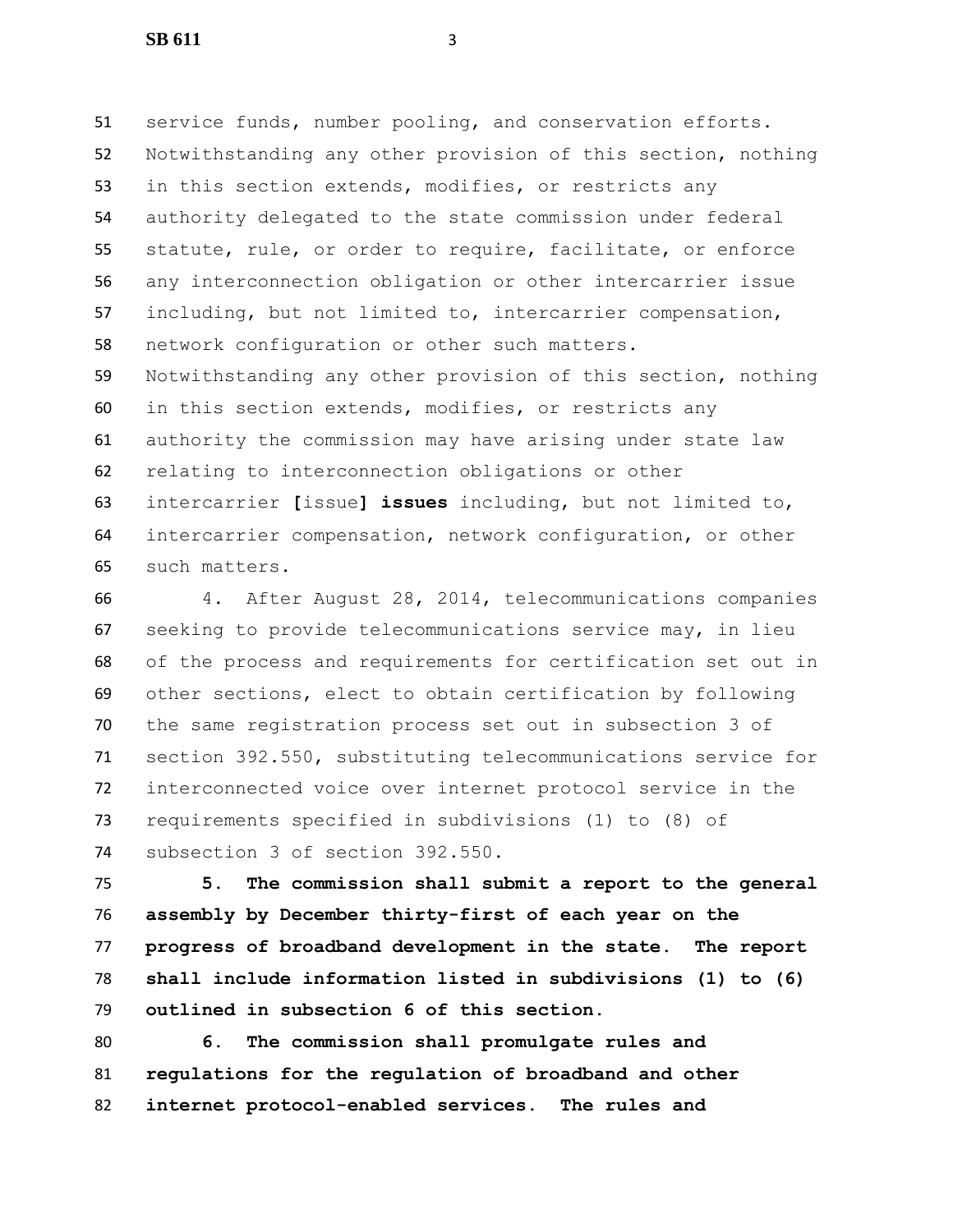service funds, number pooling, and conservation efforts. Notwithstanding any other provision of this section, nothing in this section extends, modifies, or restricts any authority delegated to the state commission under federal statute, rule, or order to require, facilitate, or enforce any interconnection obligation or other intercarrier issue including, but not limited to, intercarrier compensation, network configuration or other such matters. Notwithstanding any other provision of this section, nothing in this section extends, modifies, or restricts any authority the commission may have arising under state law relating to interconnection obligations or other intercarrier [issue] **issues** including, but not limited to, intercarrier compensation, network configuration, or other such matters.

4. After August 28, 2014, telecommunications companies seeking to provide telecommunications service may, in lieu of the process and requirements for certification set out in other sections, elect to obtain certification by following the same registration process set out in subsection 3 of section 392.550, substituting telecommunications service for interconnected voice over internet protocol service in the requirements specified in subdivisions (1) to (8) of subsection 3 of section 392.550.

**5. The commission shall submit a report to the general assembly by December thirty-first of each year on the progress of broadband development in the state. The report shall include information listed in subdivisions (1) to (6) outlined in subsection 6 of this section.**

**6. The commission shall promulgate rules and regulations for the regulation of broadband and other internet protocol-enabled services. The rules and**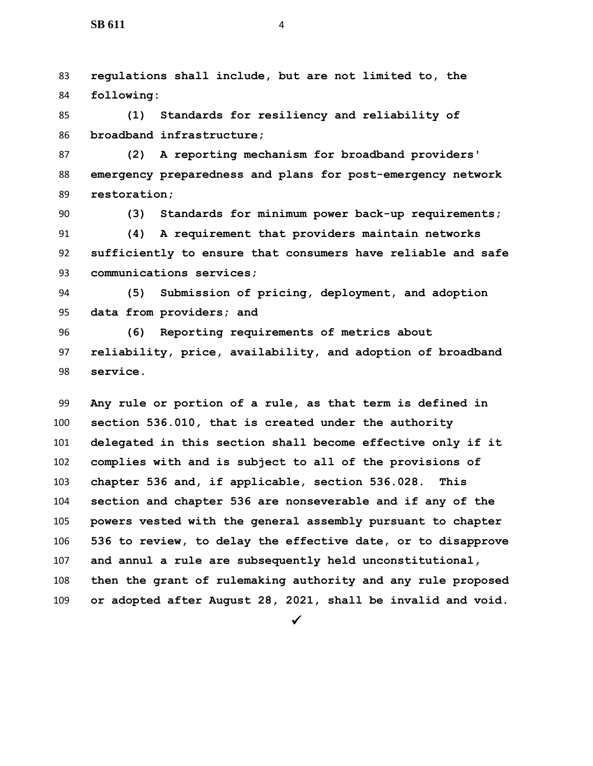**regulations shall include, but are not limited to, the following:**

**(1) Standards for resiliency and reliability of broadband infrastructure;**

**(2) A reporting mechanism for broadband providers' emergency preparedness and plans for post-emergency network restoration;**

**(3) Standards for minimum power back-up requirements;**

**(4) A requirement that providers maintain networks sufficiently to ensure that consumers have reliable and safe communications services;**

**(5) Submission of pricing, deployment, and adoption data from providers; and**

**(6) Reporting requirements of metrics about reliability, price, availability, and adoption of broadband service.**

**Any rule or portion of a rule, as that term is defined in section 536.010, that is created under the authority delegated in this section shall become effective only if it complies with and is subject to all of the provisions of chapter 536 and, if applicable, section 536.028. This section and chapter 536 are nonseverable and if any of the powers vested with the general assembly pursuant to chapter 536 to review, to delay the effective date, or to disapprove and annul a rule are subsequently held unconstitutional, then the grant of rulemaking authority and any rule proposed or adopted after August 28, 2021, shall be invalid and void.**

✓